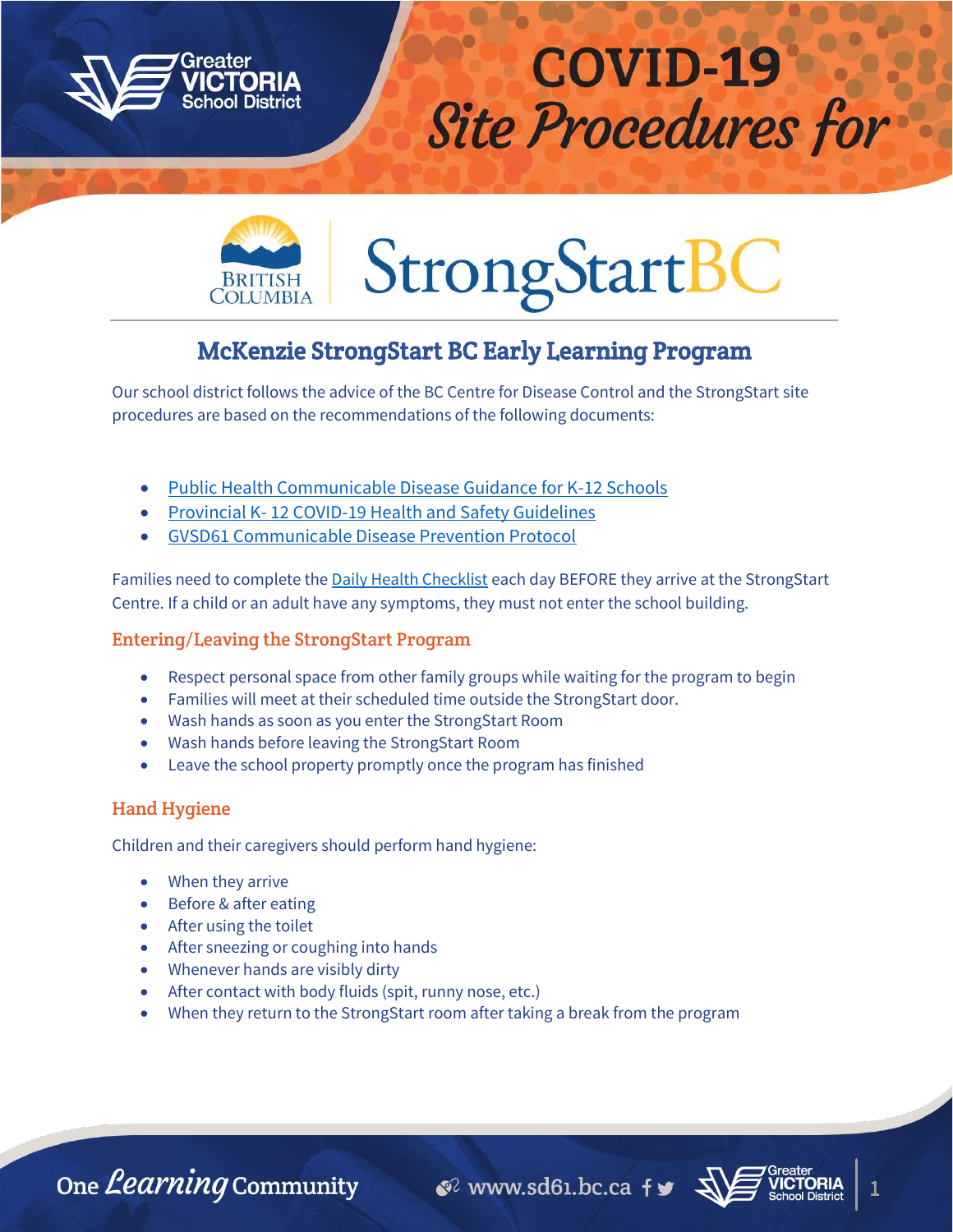# COVID-19 Site Procedures for

StrongStartBC

## McKenzie StrongStart BC Early Learning Program

Our school district follows the advice of the BC Centre for Disease Control and the StrongStart site procedures are based on the recommendations of the following documents:

- Public Health Communicable Disease Guidance for K-12 Schools
- Provincial K- 12 COVID-19 Health and Safety Guidelines
- GVSD61 Communicable Disease Prevention Protocol

Families need to complete the Daily Health Checklist each day BEFORE they arrive at the StrongStart Centre. If a child or an adult have any symptoms, they must not enter the school building.

### Entering/Leaving the StrongStart Program

- Respect personal space from other family groups while waiting for the program to begin
- Families will meet at their scheduled time outside the StrongStart door.
- Wash hands as soon as you enter the StrongStart Room
- Wash hands before leaving the StrongStart Room
- Leave the school property promptly once the program has finished

### Hand Hygiene

Children and their caregivers should perform hand hygiene:

- When they arrive
- Before & after eating
- After using the toilet
- After sneezing or coughing into hands
- Whenever hands are visibly dirty
- After contact with body fluids (spit, runny nose, etc.)
- When they return to the StrongStart room after taking a break from the program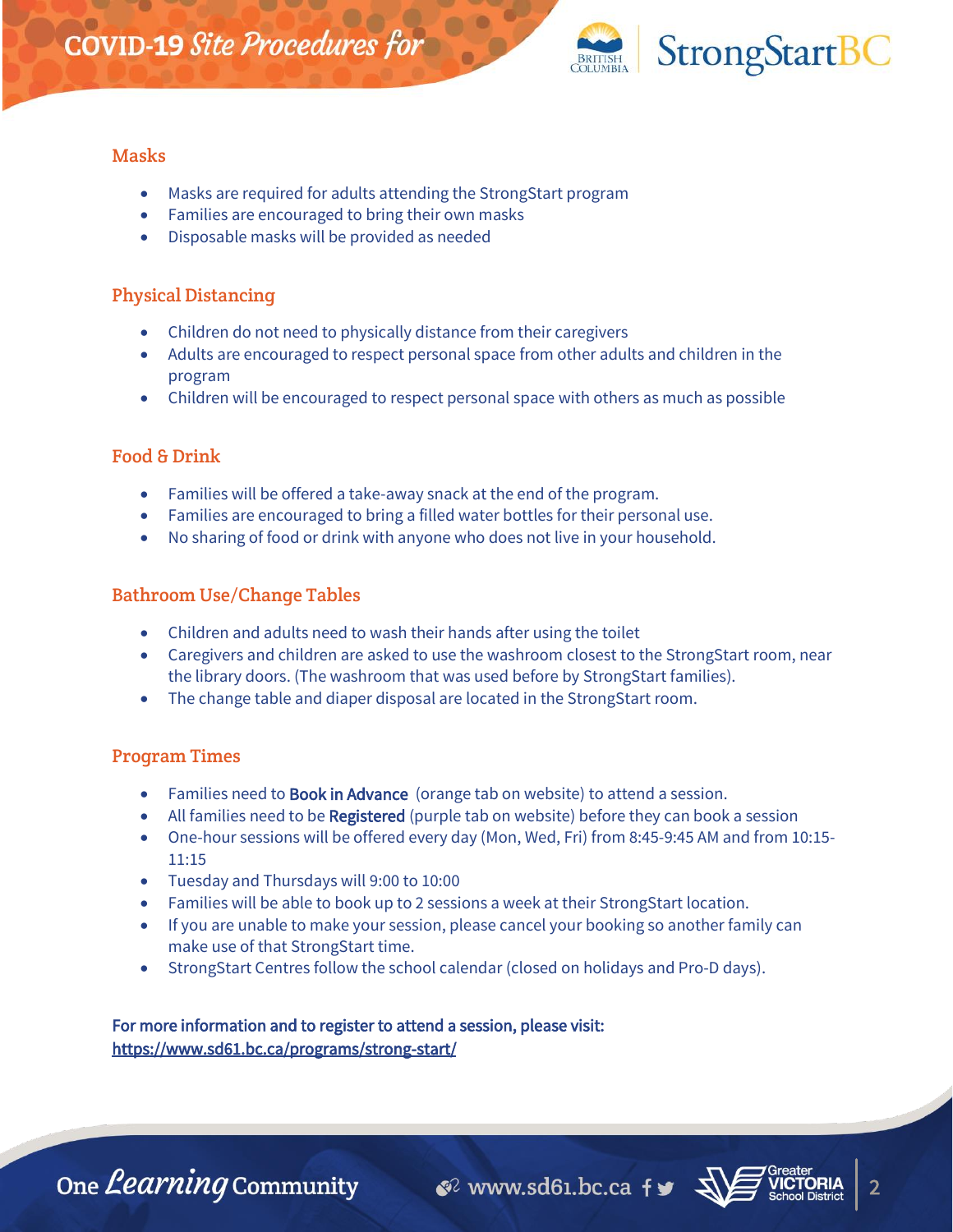# COVID-19 *Site Procedures for*

## Masks

- Masks are required for adults attending the StrongStart program
- Families are encouraged to bring their own masks
- Disposable masks will be provided as needed

## Physical Distancing

- Children do not need to physically distance from their caregivers
- Adults are encouraged to respect personal space from other adults and children in the program
- Children will be encouraged to respect personal space with others as much as possible

## Food & Drink

- Families will be offered a take-away snack at the end of the program.
- Families are encouraged to bring a filled water bottles for their personal use.
- No sharing of food or drink with anyone who does not live in your household.

## Bathroom Use/Change Tables

- Children and adults need to wash their hands after using the toilet
- Caregivers and children are asked to use the washroom closest to the StrongStart room, near the library doors. (The washroom that was used before by StrongStart families).
- The change table and diaper disposal are located in the StrongStart room.

## Program Times

- Families need to **Book in Advance** (orange tab on website) to attend a session.
- All families need to be **Registered** (purple tab on website) before they can book a session
- One-hour sessions will be offered every day (Mon, Wed, Fri) from 8:45-9:45 AM and from 10:15-11:15
- Tuesday and Thursdays will 9:00 to 10:00
- Families will be able to book up to 2 sessions a week at their StrongStart location.
- If you are unable to make your session, please cancel your booking so another family can make use of that StrongStart time.
- StrongStart Centres follow the school calendar (closed on holidays and Pro-D days).

**For more information and to register to attend a session, please visit:**
https://www.sd61.bc.ca/programs/strong-start/